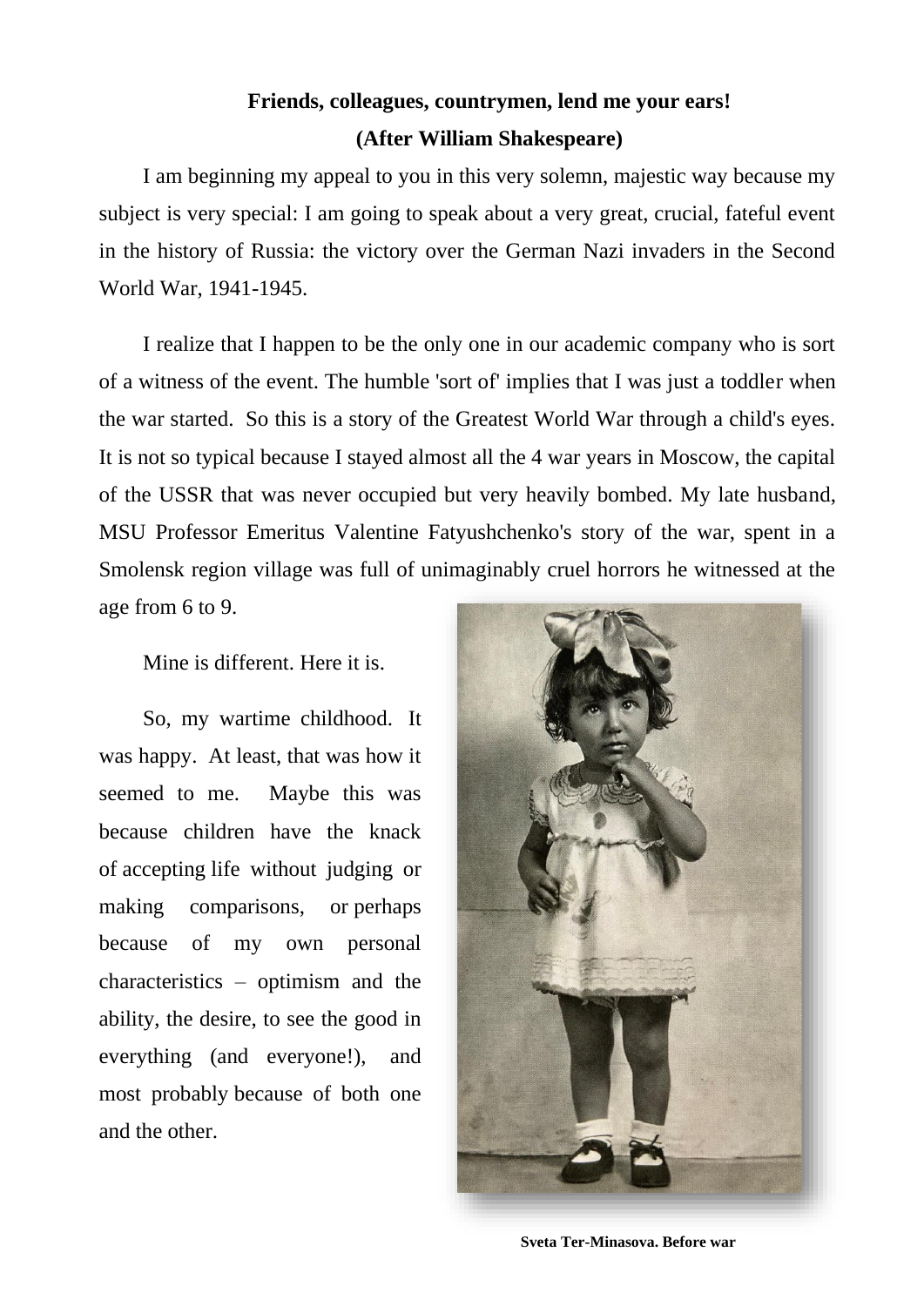**Friends, colleagues, countrymen, lend me your ears!**

**(After William Shakespeare)**

I am beginning my appeal to you in this very solemn, majestic way because my subject is very special: I am going to speak about a very great, crucial, fateful event in the history of Russia: the victory over the German Nazi invaders in the Second World War, 1941-1945.

I realize that I happen to be the only one in our academic company who is sort of a witness of the event. The humble 'sort of' implies that I was just a toddler when the war started. So this is a story of the Greatest World War through a child's eyes. It is not so typical because I stayed almost all the 4 war years in Moscow, the capital of the USSR that was never occupied but very heavily bombed. My late husband, MSU Professor Emeritus Valentine Fatyushchenko's story of the war, spent in a Smolensk region village was full of unimaginably cruel horrors he witnessed at the age from 6 to 9.

Mine is different. Here it is.

So, my wartime childhood. It was happy. At least, that was how it seemed to me. Maybe this was because children have the knack of accepting life without judging or making comparisons, or perhaps because of my own personal characteristics – optimism and the ability, the desire, to see the good in everything (and everyone!), and most probably because of both one and the other.

**Sveta Ter-Minasova. Before war**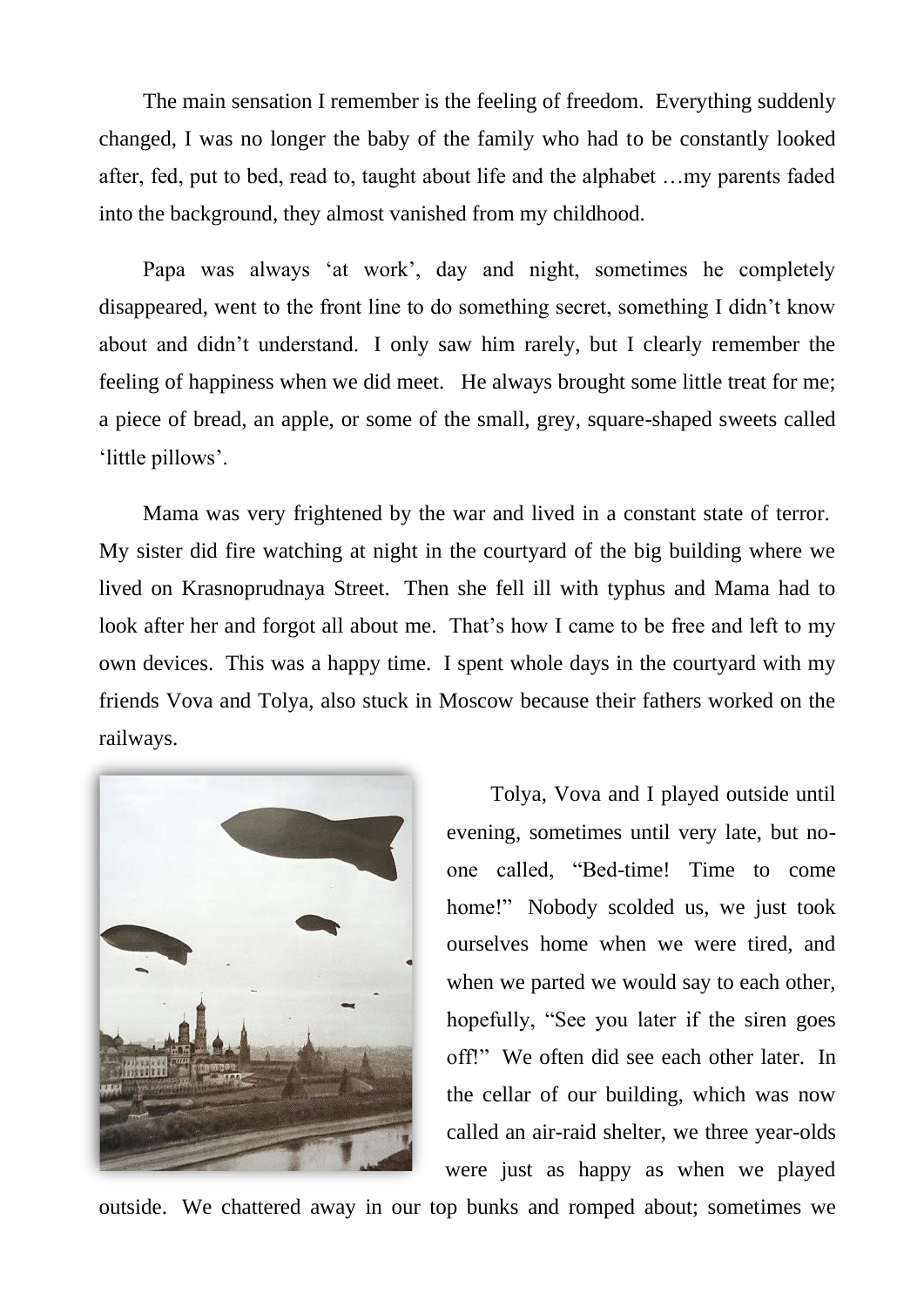The main sensation I remember is the feeling of freedom. Everything suddenly changed, I was no longer the baby of the family who had to be constantly looked after, fed, put to bed, read to, taught about life and the alphabet …my parents faded into the background, they almost vanished from my childhood.

Papa was always 'at work', day and night, sometimes he completely disappeared, went to the front line to do something secret, something I didn't know about and didn't understand. I only saw him rarely, but I clearly remember the feeling of happiness when we did meet. He always brought some little treat for me; a piece of bread, an apple, or some of the small, grey, square-shaped sweets called 'little pillows'.

Mama was very frightened by the war and lived in a constant state of terror. My sister did fire watching at night in the courtyard of the big building where we lived on Krasnoprudnaya Street. Then she fell ill with typhus and Mama had to look after her and forgot all about me. That's how I came to be free and left to my own devices. This was a happy time. I spent whole days in the courtyard with my friends Vova and Tolya, also stuck in Moscow because their fathers worked on the railways.

Tolya, Vova and I played outside until evening, sometimes until very late, but no-one called, "Bed-time! Time to come home!" Nobody scolded us, we just took ourselves home when we were tired, and when we parted we would say to each other, hopefully, "See you later if the siren goes off!" We often did see each other later. In the cellar of our building, which was now called an air-raid shelter, we three year-olds were just as happy as when we played outside. We chattered away in our top bunks and romped about; sometimes we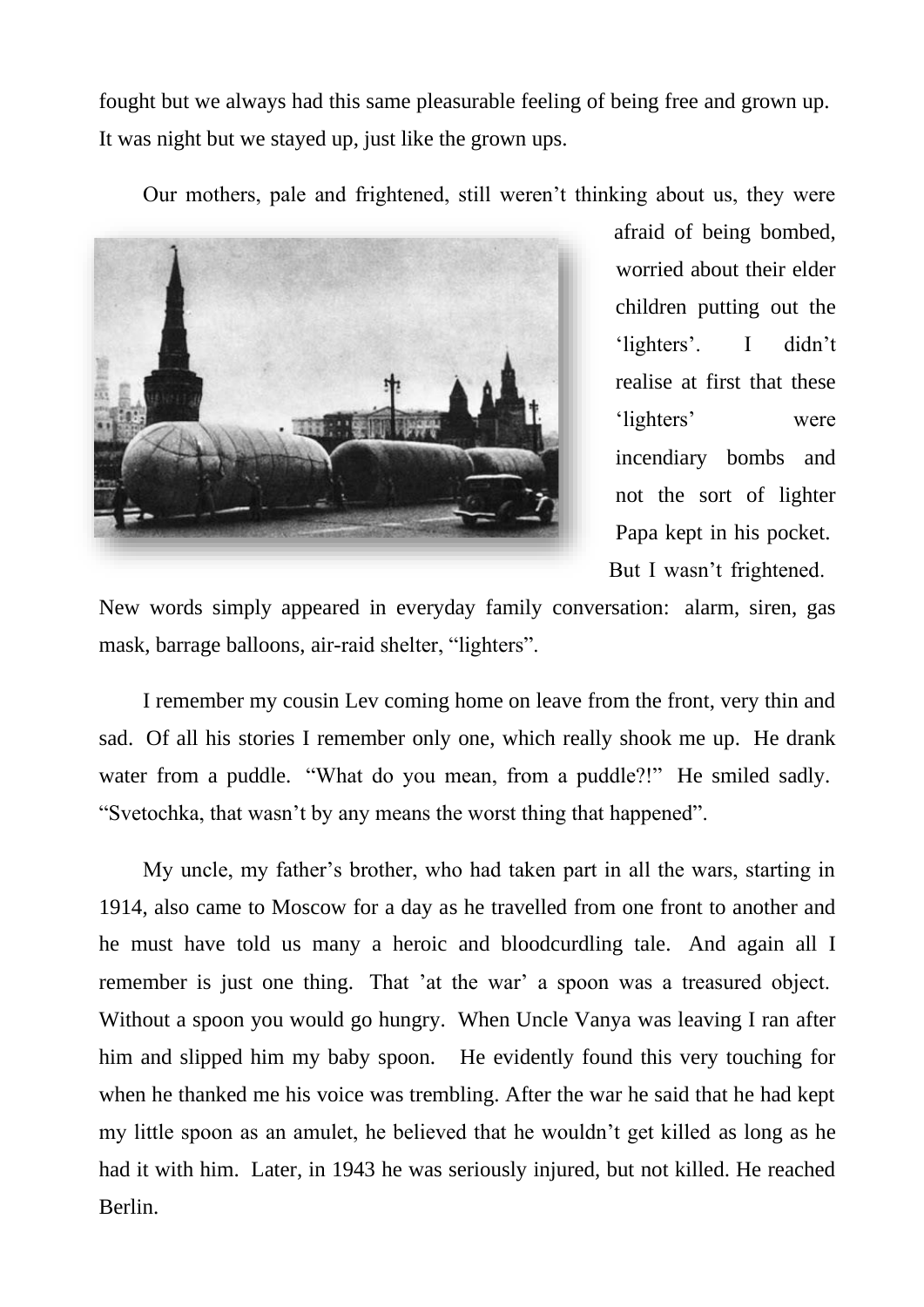fought but we always had this same pleasurable feeling of being free and grown up. It was night but we stayed up, just like the grown ups.

Our mothers, pale and frightened, still weren't thinking about us, they were afraid of being bombed, worried about their elder children putting out the 'lighters'. I didn't realise at first that these 'lighters' were incendiary bombs and not the sort of lighter Papa kept in his pocket. But I wasn't frightened. New words simply appeared in everyday family conversation: alarm, siren, gas mask, barrage balloons, air-raid shelter, "lighters".

I remember my cousin Lev coming home on leave from the front, very thin and sad. Of all his stories I remember only one, which really shook me up. He drank water from a puddle. "What do you mean, from a puddle?!" He smiled sadly. "Svetochka, that wasn't by any means the worst thing that happened".

My uncle, my father's brother, who had taken part in all the wars, starting in 1914, also came to Moscow for a day as he travelled from one front to another and he must have told us many a heroic and bloodcurdling tale. And again all I remember is just one thing. That 'at the war' a spoon was a treasured object. Without a spoon you would go hungry. When Uncle Vanya was leaving I ran after him and slipped him my baby spoon. He evidently found this very touching for when he thanked me his voice was trembling. After the war he said that he had kept my little spoon as an amulet, he believed that he wouldn't get killed as long as he had it with him. Later, in 1943 he was seriously injured, but not killed. He reached Berlin.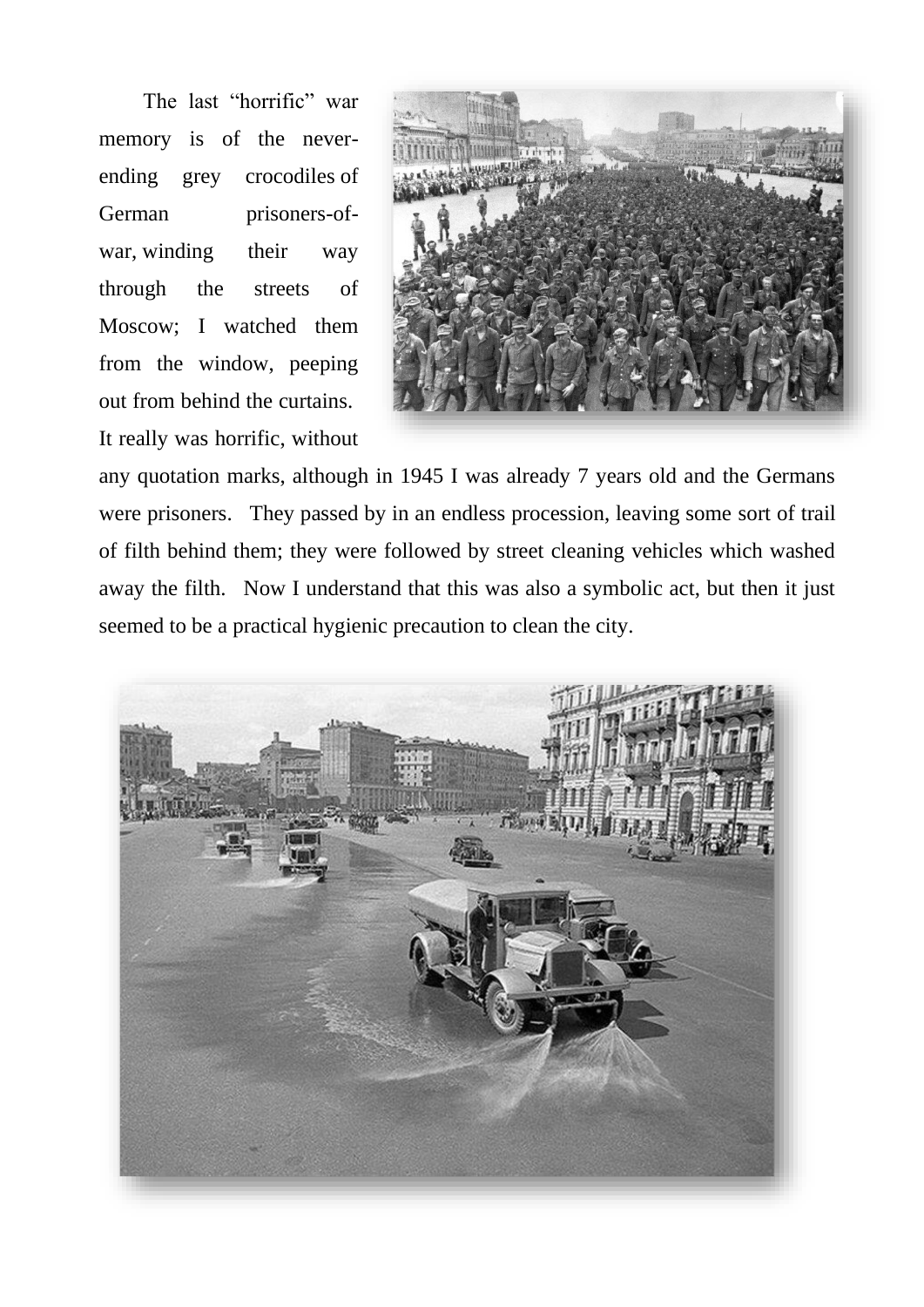The last "horrific" war memory is of the never-ending grey crocodiles of German prisoners-of-war, winding their way through the streets of Moscow; I watched them from the window, peeping out from behind the curtains. It really was horrific, without any quotation marks, although in 1945 I was already 7 years old and the Germans were prisoners. They passed by in an endless procession, leaving some sort of trail of filth behind them; they were followed by street cleaning vehicles which washed away the filth. Now I understand that this was also a symbolic act, but then it just seemed to be a practical hygienic precaution to clean the city.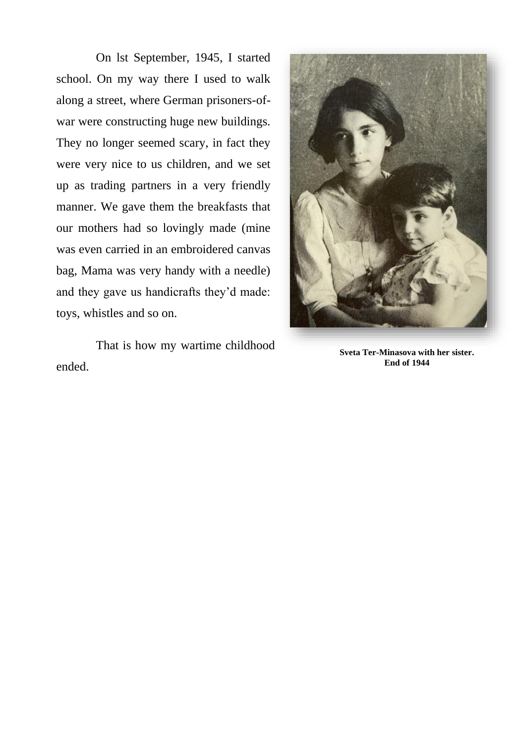On lst September, 1945, I started school. On my way there I used to walk along a street, where German prisoners-of-war were constructing huge new buildings. They no longer seemed scary, in fact they were very nice to us children, and we set up as trading partners in a very friendly manner. We gave them the breakfasts that our mothers had so lovingly made (mine was even carried in an embroidered canvas bag, Mama was very handy with a needle) and they gave us handicrafts they'd made: toys, whistles and so on.

That is how my wartime childhood ended.

**Sveta Ter-Minasova with her sister. End of 1944**